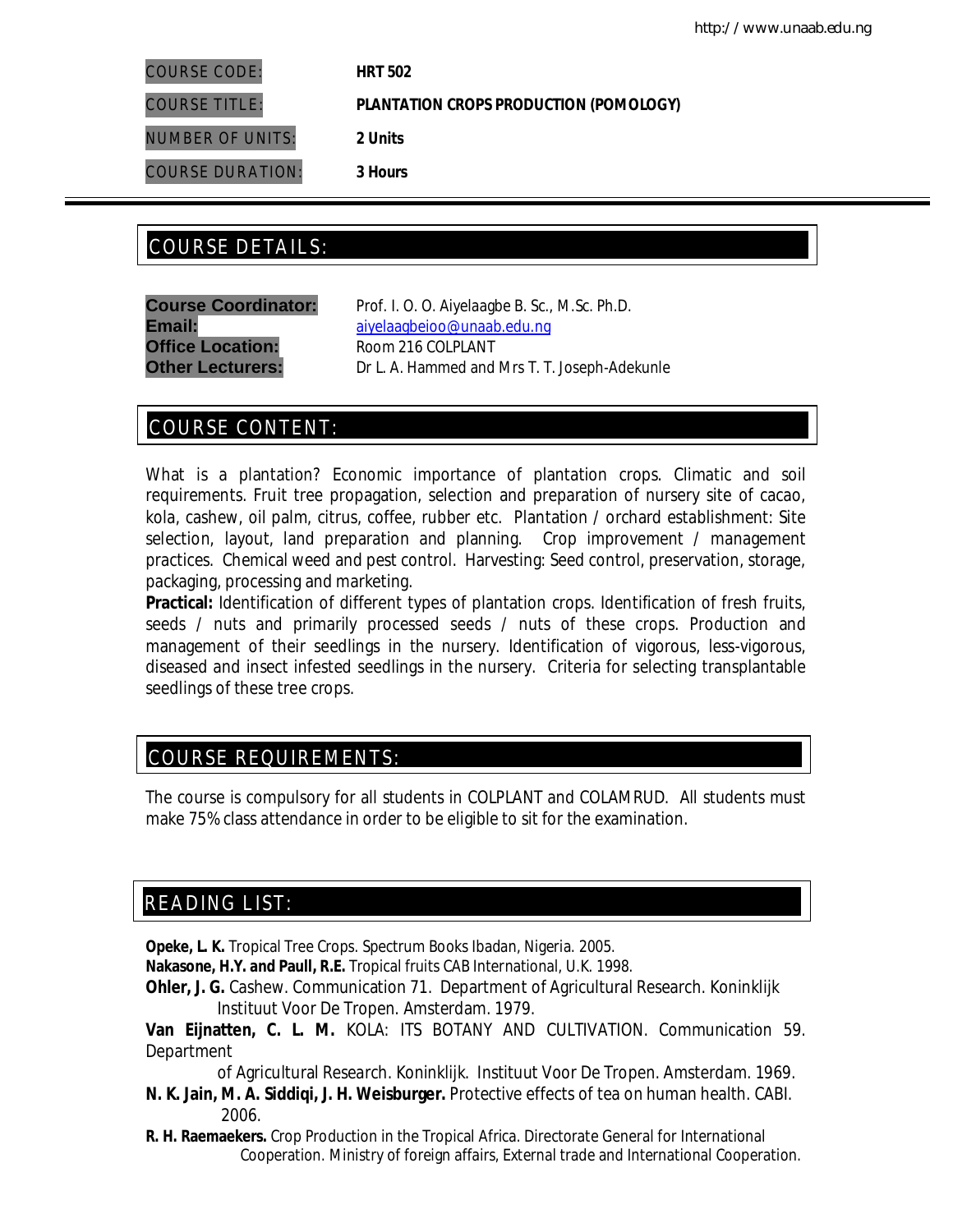| | |
|---|---|
| COURSE CODE: | **HRT 502** |
| COURSE TITLE: | **PLANTATION CROPS PRODUCTION (POMOLOGY)** |
| NUMBER OF UNITS: | **2 Units** |
| COURSE DURATION: | **3 Hours** |

## COURSE DETAILS:

**Course Coordinator:** Prof. I. O. O. Aiyelaagbe B. Sc., M.Sc. Ph.D.
**Email:** aiyelaagbeioo@unaab.edu.ng
**Office Location:** Room 216 COLPLANT
**Other Lecturers:** Dr L. A. Hammed and Mrs T. T. Joseph-Adekunle

## COURSE CONTENT:

What is a plantation? Economic importance of plantation crops. Climatic and soil requirements. Fruit tree propagation, selection and preparation of nursery site of cacao, kola, cashew, oil palm, citrus, coffee, rubber etc. Plantation / orchard establishment: Site selection, layout, land preparation and planning. Crop improvement / management practices. Chemical weed and pest control. Harvesting: Seed control, preservation, storage, packaging, processing and marketing.

**Practical:** Identification of different types of plantation crops. Identification of fresh fruits, seeds / nuts and primarily processed seeds / nuts of these crops. Production and management of their seedlings in the nursery. Identification of vigorous, less-vigorous, diseased and insect infested seedlings in the nursery. Criteria for selecting transplantable seedlings of these tree crops.

## COURSE REQUIREMENTS:

The course is compulsory for all students in COLPLANT and COLAMRUD. All students must make 75% class attendance in order to be eligible to sit for the examination.

## READING LIST:

**Opeke, L. K.** Tropical Tree Crops. Spectrum Books Ibadan, Nigeria. 2005.

**Nakasone, H.Y. and Paull, R.E.** Tropical fruits CAB International, U.K. 1998.

**Ohler, J. G.** Cashew. Communication 71. Department of Agricultural Research. Koninklijk Instituut Voor De Tropen. Amsterdam. 1979.

**Van Eijnatten, C. L. M.** KOLA: ITS BOTANY AND CULTIVATION. Communication 59. Department of Agricultural Research. Koninklijk. Instituut Voor De Tropen. Amsterdam. 1969.

**N. K. Jain, M. A. Siddiqi, J. H. Weisburger.** Protective effects of tea on human health. CABI. 2006.

**R. H. Raemaekers.** Crop Production in the Tropical Africa. Directorate General for International Cooperation. Ministry of foreign affairs, External trade and International Cooperation.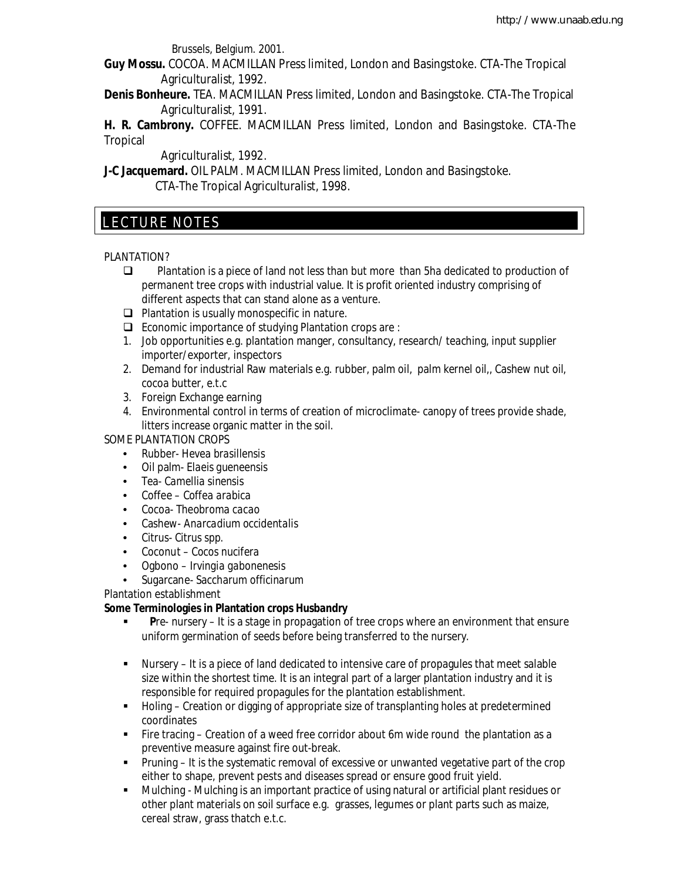Brussels, Belgium. 2001.

**Guy Mossu.** COCOA. MACMILLAN Press limited, London and Basingstoke. CTA-The Tropical Agriculturalist, 1992.

**Denis Bonheure.** TEA. MACMILLAN Press limited, London and Basingstoke. CTA-The Tropical Agriculturalist, 1991.

**H. R. Cambrony.** COFFEE. MACMILLAN Press limited, London and Basingstoke. CTA-The Tropical Agriculturalist, 1992.

**J-C Jacquemard.** OIL PALM. MACMILLAN Press limited, London and Basingstoke. CTA-The Tropical Agriculturalist, 1998.

## LECTURE NOTES

PLANTATION?

- Plantation is a piece of land not less than but more than 5ha dedicated to production of permanent tree crops with industrial value. It is profit oriented industry comprising of different aspects that can stand alone as a venture.
- Plantation is usually monospecific in nature.
- Economic importance of studying Plantation crops are :

1. Job opportunities e.g. plantation manger, consultancy, research/ teaching, input supplier importer/exporter, inspectors
2. Demand for industrial Raw materials e.g. rubber, palm oil, palm kernel oil,, Cashew nut oil, cocoa butter, e.t.c
3. Foreign Exchange earning
4. Environmental control in terms of creation of microclimate- canopy of trees provide shade, litters increase organic matter in the soil.

SOME PLANTATION CROPS

- Rubber- *Hevea brasillensis*
- Oil palm- *Elaeis gueneensis*
- Tea- *Camellia sinensis*
- Coffee – *Coffea arabica*
- Cocoa- *Theobroma cacao*
- Cashew- *Anarcadium occidentalis*
- Citrus- *Citrus spp.*
- Coconut – *Cocos nucifera*
- Ogbono – *Irvingia gabonenesis*
- Sugarcane- *Saccharum officinarum*

Plantation establishment

**Some Terminologies in Plantation crops Husbandry**

- **P**re- nursery – It is a stage in propagation of tree crops where an environment that ensure uniform germination of seeds before being transferred to the nursery.
- Nursery – It is a piece of land dedicated to intensive care of propagules that meet salable size within the shortest time. It is an integral part of a larger plantation industry and it is responsible for required propagules for the plantation establishment.
- Holing – Creation or digging of appropriate size of transplanting holes at predetermined coordinates
- Fire tracing – Creation of a weed free corridor about 6m wide round the plantation as a preventive measure against fire out-break.
- Pruning – It is the systematic removal of excessive or unwanted vegetative part of the crop either to shape, prevent pests and diseases spread or ensure good fruit yield.
- Mulching - Mulching is an important practice of using natural or artificial plant residues or other plant materials on soil surface e.g. grasses, legumes or plant parts such as maize, cereal straw, grass thatch e.t.c.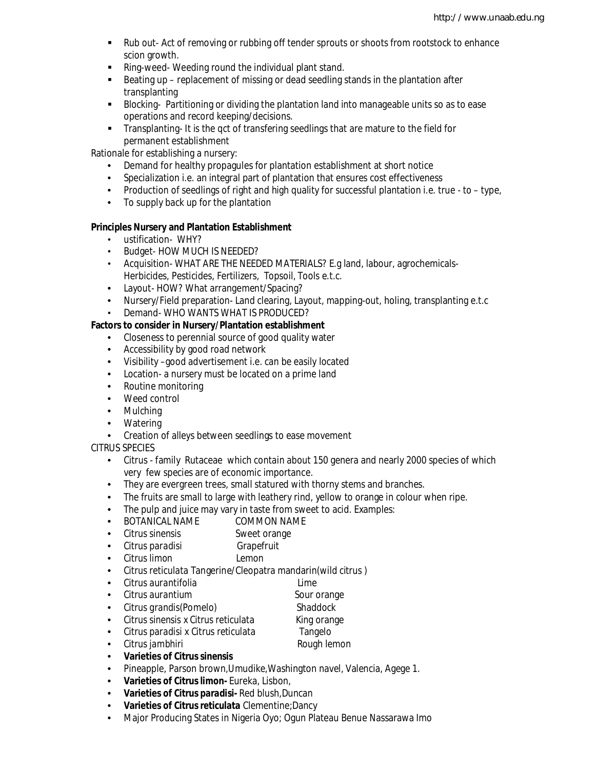- Rub out- Act of removing or rubbing off tender sprouts or shoots from rootstock to enhance scion growth.
- Ring-weed- Weeding round the individual plant stand.
- Beating up – replacement of missing or dead seedling stands in the plantation after transplanting
- Blocking- Partitioning or dividing the plantation land into manageable units so as to ease operations and record keeping/decisions.
- Transplanting- It is the qct of transfering seedlings that are mature to the field for permanent establishment

Rationale for establishing a nursery:

- Demand for healthy propagules for plantation establishment at short notice
- Specialization i.e. an integral part of plantation that ensures cost effectiveness
- Production of seedlings of right and high quality for successful plantation i.e. true - to – type,
- To supply back up for the plantation

**Principles Nursery and Plantation Establishment**

- ustification- WHY?
- Budget- HOW MUCH IS NEEDED?
- Acquisition- WHAT ARE THE NEEDED MATERIALS? E.g land, labour, agrochemicals- Herbicides, Pesticides, Fertilizers, Topsoil, Tools e.t.c.
- Layout- HOW? What arrangement/Spacing?
- Nursery/Field preparation- Land clearing, Layout, mapping-out, holing, transplanting e.t.c
- Demand- WHO WANTS WHAT IS PRODUCED?

**Factors to consider in Nursery/Plantation establishment**

- Closeness to perennial source of good quality water
- Accessibility by good road network
- Visibility –good advertisement i.e. can be easily located
- Location- a nursery must be located on a prime land
- Routine monitoring
- Weed control
- Mulching
- Watering
- Creation of alleys between seedlings to ease movement

CITRUS SPECIES

- Citrus - family Rutaceae which contain about 150 genera and nearly 2000 species of which very few species are of economic importance.
- They are evergreen trees, small statured with thorny stems and branches.
- The fruits are small to large with leathery rind, yellow to orange in colour when ripe.
- The pulp and juice may vary in taste from sweet to acid. Examples:
- BOTANICAL NAME — COMMON NAME
- Citrus sinensis — Sweet orange
- Citrus paradisi — Grapefruit
- Citrus limon — Lemon
- Citrus reticulata Tangerine/Cleopatra mandarin(wild citrus )
- Citrus aurantifolia — Lime
- Citrus aurantium — Sour orange
- Citrus grandis(Pomelo) — Shaddock
- Citrus sinensis x Citrus reticulata — King orange
- Citrus paradisi x Citrus reticulata — Tangelo
- Citrus jambhiri — Rough lemon
- **Varieties of Citrus sinensis**
- Pineapple, Parson brown,Umudike,Washington navel, Valencia, Agege 1.
- **Varieties of Citrus limon-** Eureka, Lisbon,
- **Varieties of Citrus paradisi-** Red blush,Duncan
- **Varieties of Citrus reticulata** Clementine;Dancy
- Major Producing States in Nigeria Oyo; Ogun Plateau Benue Nassarawa Imo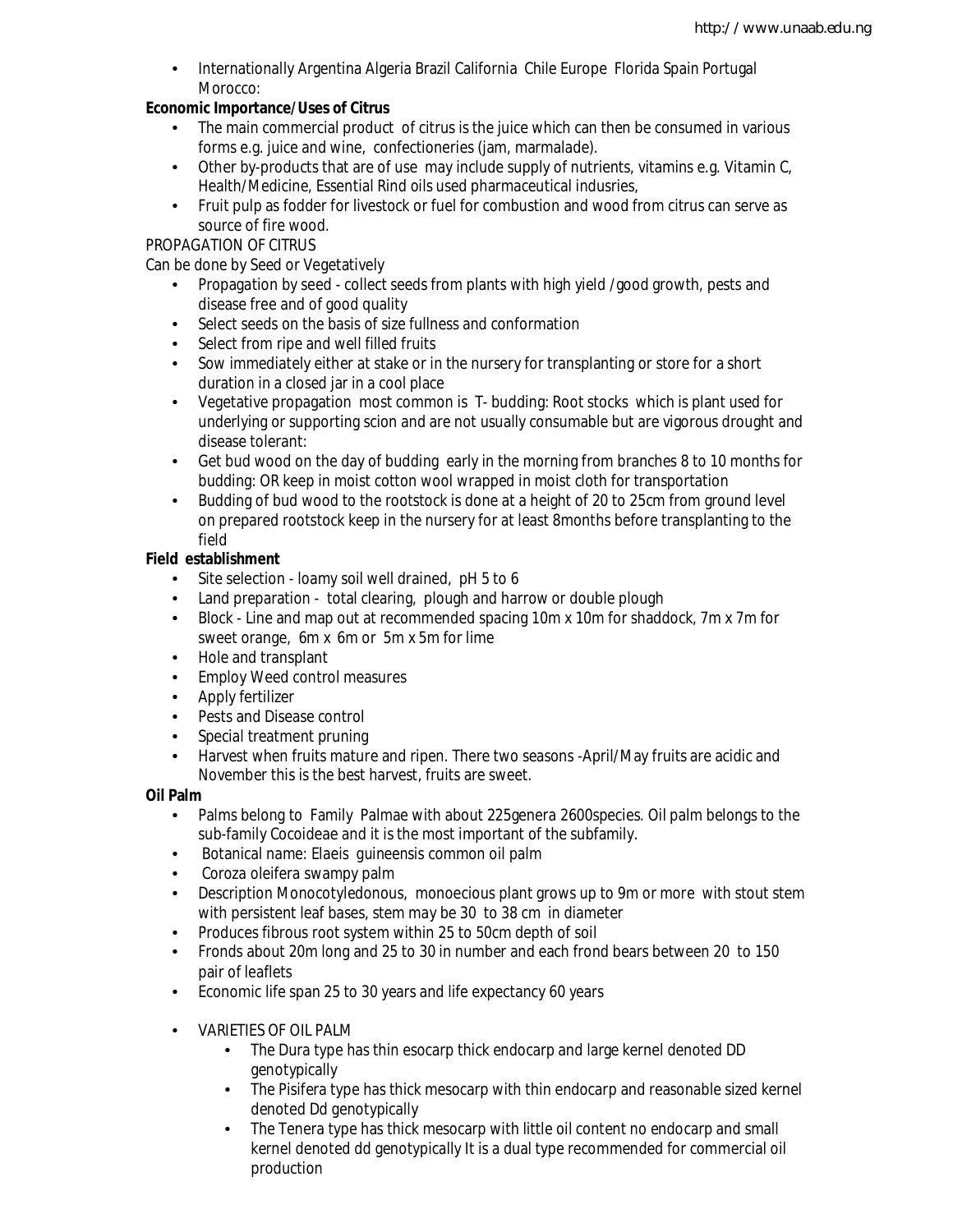- Internationally Argentina Algeria Brazil California Chile Europe Florida Spain Portugal Morocco:

**Economic Importance/Uses of Citrus**

- The main commercial product of citrus is the juice which can then be consumed in various forms e.g. juice and wine, confectioneries (jam, marmalade).
- Other by-products that are of use may include supply of nutrients, vitamins e.g. Vitamin C, Health/Medicine, Essential Rind oils used pharmaceutical indusries,
- Fruit pulp as fodder for livestock or fuel for combustion and wood from citrus can serve as source of fire wood.

PROPAGATION OF CITRUS

Can be done by Seed or Vegetatively

- Propagation by seed - collect seeds from plants with high yield /good growth, pests and disease free and of good quality
- Select seeds on the basis of size fullness and conformation
- Select from ripe and well filled fruits
- Sow immediately either at stake or in the nursery for transplanting or store for a short duration in a closed jar in a cool place
- Vegetative propagation most common is T- budding: Root stocks which is plant used for underlying or supporting scion and are not usually consumable but are vigorous drought and disease tolerant:
- Get bud wood on the day of budding early in the morning from branches 8 to 10 months for budding: OR keep in moist cotton wool wrapped in moist cloth for transportation
- Budding of bud wood to the rootstock is done at a height of 20 to 25cm from ground level on prepared rootstock keep in the nursery for at least 8months before transplanting to the field

**Field establishment**

- Site selection - loamy soil well drained, pH 5 to 6
- Land preparation - total clearing, plough and harrow or double plough
- Block - Line and map out at recommended spacing 10m x 10m for shaddock, 7m x 7m for sweet orange, 6m x 6m or 5m x 5m for lime
- Hole and transplant
- Employ Weed control measures
- Apply fertilizer
- Pests and Disease control
- Special treatment pruning
- Harvest when fruits mature and ripen. There two seasons -April/May fruits are acidic and November this is the best harvest, fruits are sweet.

**Oil Palm**

- Palms belong to Family Palmae with about 225genera 2600species. Oil palm belongs to the sub-family Cocoideae and it is the most important of the subfamily.
- Botanical name: Elaeis guineensis common oil palm
- Coroza oleifera swampy palm
- Description Monocotyledonous, monoecious plant grows up to 9m or more with stout stem with persistent leaf bases, stem may be 30 to 38 cm in diameter
- Produces fibrous root system within 25 to 50cm depth of soil
- Fronds about 20m long and 25 to 30 in number and each frond bears between 20 to 150 pair of leaflets
- Economic life span 25 to 30 years and life expectancy 60 years
- VARIETIES OF OIL PALM
  - The Dura type has thin esocarp thick endocarp and large kernel denoted DD genotypically
  - The Pisifera type has thick mesocarp with thin endocarp and reasonable sized kernel denoted Dd genotypically
  - The Tenera type has thick mesocarp with little oil content no endocarp and small kernel denoted dd genotypically It is a dual type recommended for commercial oil production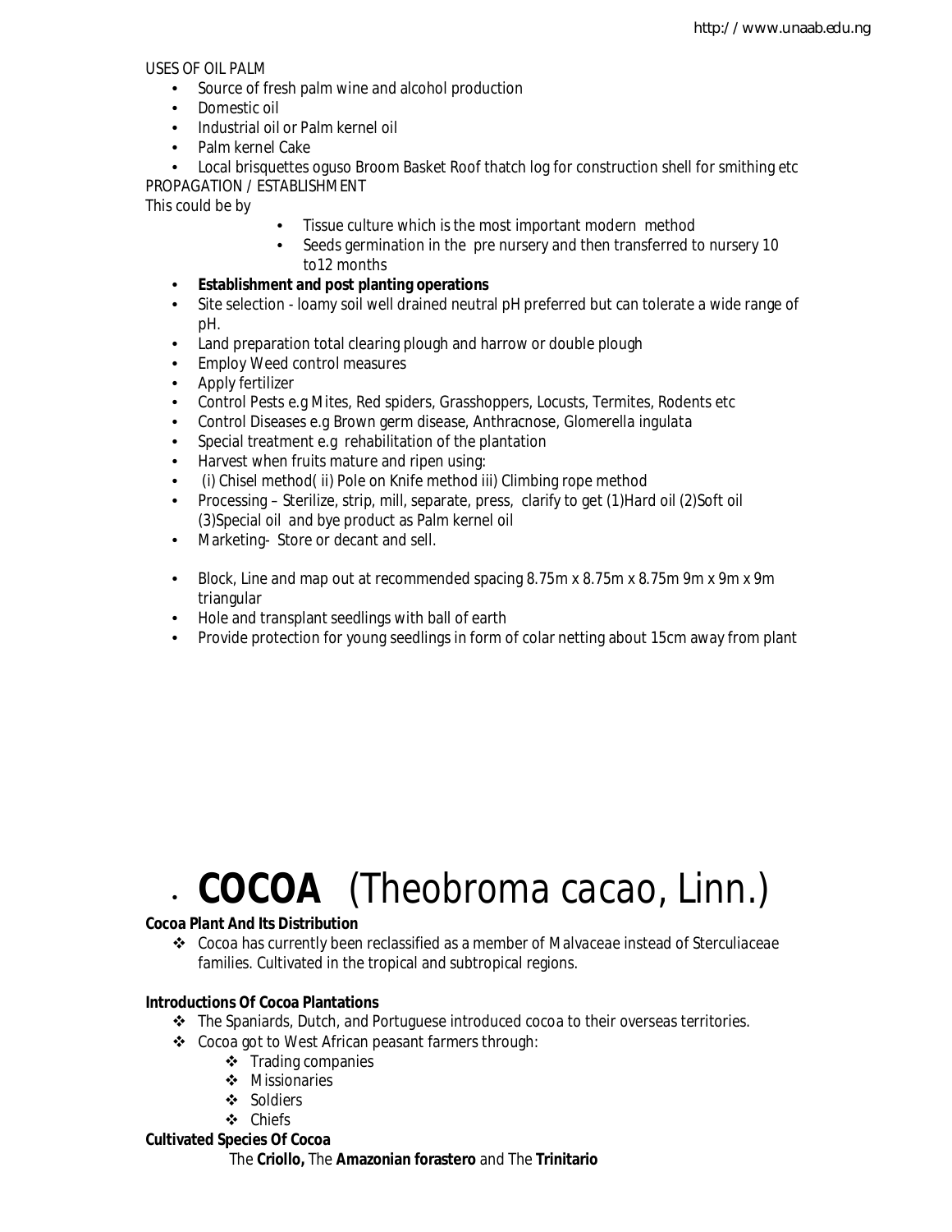USES OF OIL PALM

- Source of fresh palm wine and alcohol production
- Domestic oil
- Industrial oil or Palm kernel oil
- Palm kernel Cake
- Local brisquettes oguso Broom Basket Roof thatch log for construction shell for smithing etc

PROPAGATION / ESTABLISHMENT

This could be by

- Tissue culture which is the most important modern method
- Seeds germination in the pre nursery and then transferred to nursery 10 to12 months

- **Establishment and post planting operations**
- Site selection - loamy soil well drained neutral pH preferred but can tolerate a wide range of pH.
- Land preparation total clearing plough and harrow or double plough
- Employ Weed control measures
- Apply fertilizer
- Control Pests e.g Mites, Red spiders, Grasshoppers, Locusts, Termites, Rodents etc
- Control Diseases e.g Brown germ disease, Anthracnose, Glomerella ingulata
- Special treatment e.g rehabilitation of the plantation
- Harvest when fruits mature and ripen using:
- (i) Chisel method( ii) Pole on Knife method iii) Climbing rope method
- Processing – Sterilize, strip, mill, separate, press, clarify to get (1)Hard oil (2)Soft oil (3)Special oil and bye product as Palm kernel oil
- Marketing- Store or decant and sell.

- Block, Line and map out at recommended spacing 8.75m x 8.75m x 8.75m 9m x 9m x 9m triangular
- Hole and transplant seedlings with ball of earth
- Provide protection for young seedlings in form of colar netting about 15cm away from plant

# **COCOA** (Theobroma cacao, Linn.)

**Cocoa Plant And Its Distribution**

- Cocoa has currently been reclassified as a member of Malvaceae instead of Sterculiaceae families. Cultivated in the tropical and subtropical regions.

**Introductions Of Cocoa Plantations**

- The Spaniards, Dutch, and Portuguese introduced cocoa to their overseas territories.
- Cocoa got to West African peasant farmers through:
  - Trading companies
  - Missionaries
  - Soldiers
  - Chiefs

**Cultivated Species Of Cocoa**

The **Criollo,** The **Amazonian forastero** and The **Trinitario**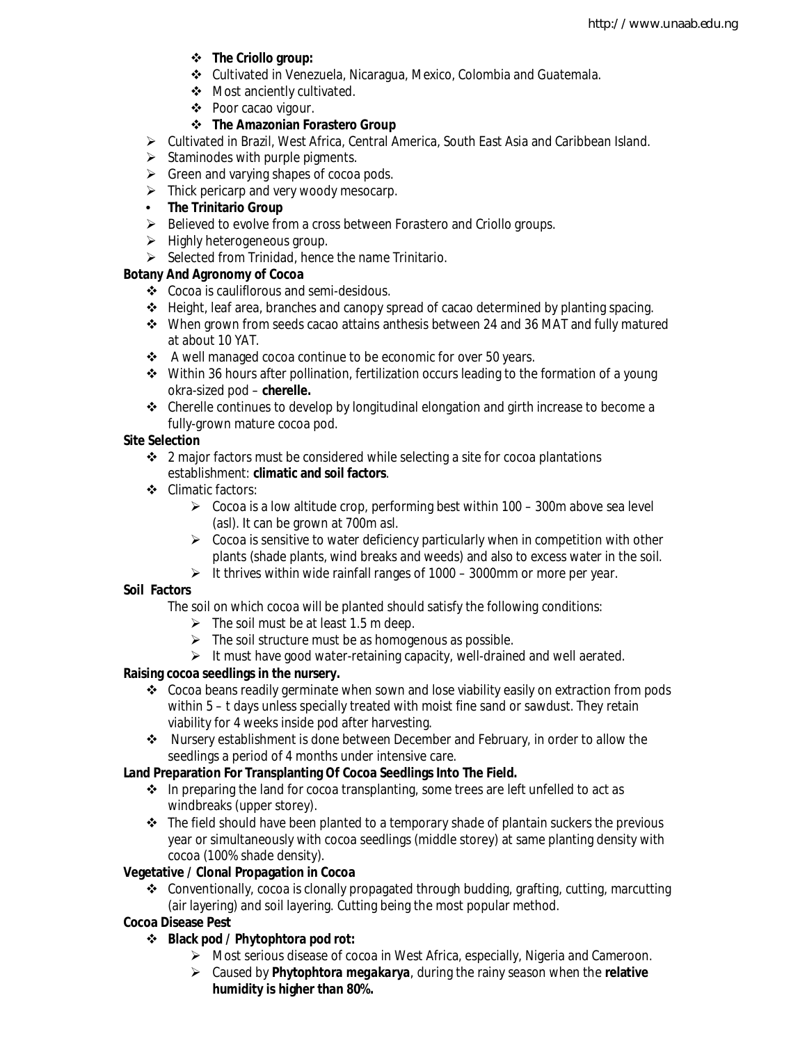- **The Criollo group:**
- Cultivated in Venezuela, Nicaragua, Mexico, Colombia and Guatemala.
- Most anciently cultivated.
- Poor cacao vigour.
- **The Amazonian Forastero Group**

- Cultivated in Brazil, West Africa, Central America, South East Asia and Caribbean Island.
- Staminodes with purple pigments.
- Green and varying shapes of cocoa pods.
- Thick pericarp and very woody mesocarp.
- **The Trinitario Group**
- Believed to evolve from a cross between Forastero and Criollo groups.
- Highly heterogeneous group.
- Selected from Trinidad, hence the name Trinitario.

**Botany And Agronomy of Cocoa**

- Cocoa is cauliflorous and semi-desidous.
- Height, leaf area, branches and canopy spread of cacao determined by planting spacing.
- When grown from seeds cacao attains anthesis between 24 and 36 MAT and fully matured at about 10 YAT.
- A well managed cocoa continue to be economic for over 50 years.
- Within 36 hours after pollination, fertilization occurs leading to the formation of a young okra-sized pod – **cherelle.**
- Cherelle continues to develop by longitudinal elongation and girth increase to become a fully-grown mature cocoa pod.

**Site Selection**

- 2 major factors must be considered while selecting a site for cocoa plantations establishment: **climatic and soil factors**.
- Climatic factors:
  - Cocoa is a low altitude crop, performing best within 100 – 300m above sea level (asl). It can be grown at 700m asl.
  - Cocoa is sensitive to water deficiency particularly when in competition with other plants (shade plants, wind breaks and weeds) and also to excess water in the soil.
  - It thrives within wide rainfall ranges of 1000 – 3000mm or more per year.

**Soil Factors**

The soil on which cocoa will be planted should satisfy the following conditions:

- The soil must be at least 1.5 m deep.
- The soil structure must be as homogenous as possible.
- It must have good water-retaining capacity, well-drained and well aerated.

**Raising cocoa seedlings in the nursery.**

- Cocoa beans readily germinate when sown and lose viability easily on extraction from pods within 5 – t days unless specially treated with moist fine sand or sawdust. They retain viability for 4 weeks inside pod after harvesting.
- Nursery establishment is done between December and February, in order to allow the seedlings a period of 4 months under intensive care.

**Land Preparation For Transplanting Of Cocoa Seedlings Into The Field.**

- In preparing the land for cocoa transplanting, some trees are left unfelled to act as windbreaks (upper storey).
- The field should have been planted to a temporary shade of plantain suckers the previous year or simultaneously with cocoa seedlings (middle storey) at same planting density with cocoa (100% shade density).

**Vegetative / Clonal Propagation in Cocoa**

- Conventionally, cocoa is clonally propagated through budding, grafting, cutting, marcutting (air layering) and soil layering. Cutting being the most popular method.

**Cocoa Disease Pest**

- **Black pod / Phytophtora pod rot:**
  - Most serious disease of cocoa in West Africa, especially, Nigeria and Cameroon.
  - Caused by ***Phytophtora megakarya***, during the rainy season when the **relative humidity is higher than 80%.**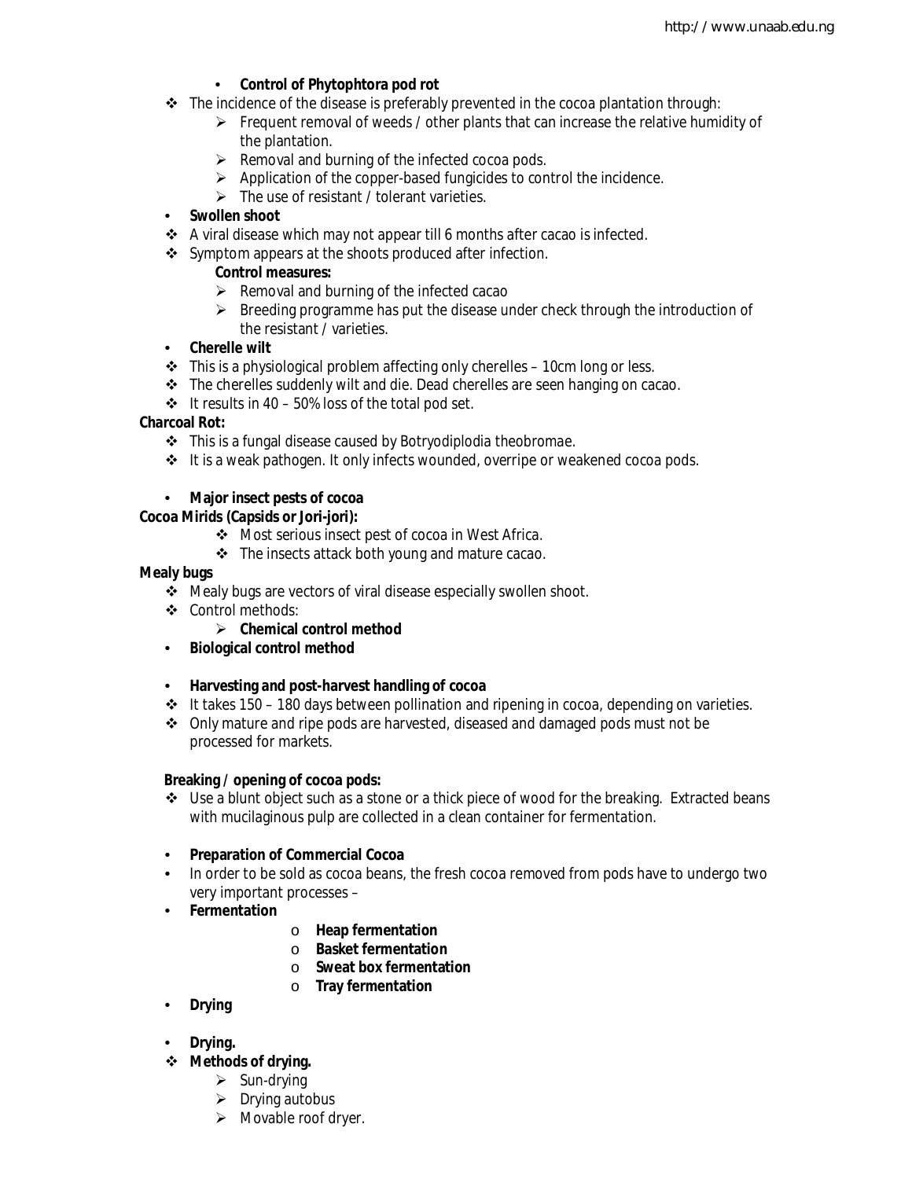- **Control of Phytophtora pod rot**

- The incidence of the disease is preferably prevented in the cocoa plantation through:
  - Frequent removal of weeds / other plants that can increase the relative humidity of the plantation.
  - Removal and burning of the infected cocoa pods.
  - Application of the copper-based fungicides to control the incidence.
  - The use of resistant / tolerant varieties.

- **Swollen shoot**
- A viral disease which may not appear till 6 months after cacao is infected.
- Symptom appears at the shoots produced after infection.

  **Control measures:**
  - Removal and burning of the infected cacao
  - Breeding programme has put the disease under check through the introduction of the resistant / varieties.

- **Cherelle wilt**
- This is a physiological problem affecting only cherelles – 10cm long or less.
- The cherelles suddenly wilt and die. Dead cherelles are seen hanging on cacao.
- It results in 40 – 50% loss of the total pod set.

**Charcoal Rot:**

- This is a fungal disease caused by Botryodiplodia theobromae.
- It is a weak pathogen. It only infects wounded, overripe or weakened cocoa pods.

- **Major insect pests of cocoa**

**Cocoa Mirids (Capsids or Jori-jori):**

- Most serious insect pest of cocoa in West Africa.
- The insects attack both young and mature cacao.

**Mealy bugs**

- Mealy bugs are vectors of viral disease especially swollen shoot.
- Control methods:
  - **Chemical control method**
- **Biological control method**

- **Harvesting and post-harvest handling of cocoa**
- It takes 150 – 180 days between pollination and ripening in cocoa, depending on varieties.
- Only mature and ripe pods are harvested, diseased and damaged pods must not be processed for markets.

**Breaking / opening of cocoa pods:**

- Use a blunt object such as a stone or a thick piece of wood for the breaking. Extracted beans with mucilaginous pulp are collected in a clean container for fermentation.

- **Preparation of Commercial Cocoa**
- In order to be sold as cocoa beans, the fresh cocoa removed from pods have to undergo two very important processes –
- **Fermentation**
  - **Heap fermentation**
  - **Basket fermentation**
  - **Sweat box fermentation**
  - **Tray fermentation**
- **Drying**

- **Drying.**
- **Methods of drying.**
  - Sun-drying
  - Drying autobus
  - Movable roof dryer.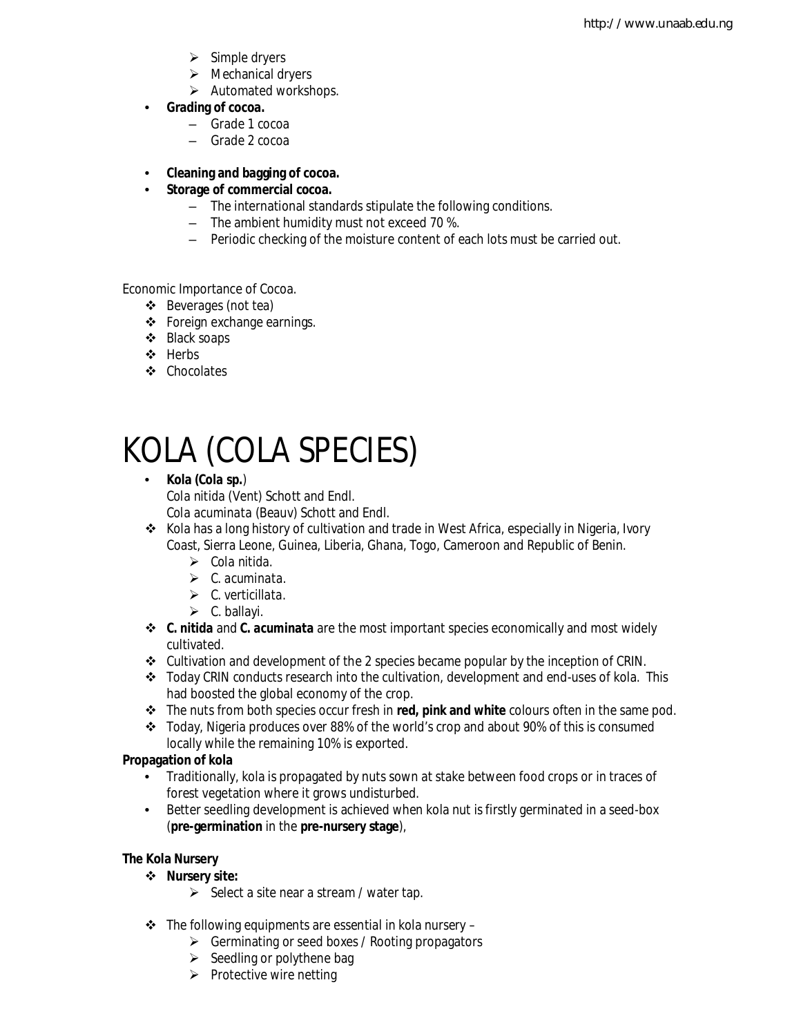- Simple dryers
- Mechanical dryers
- Automated workshops.

- **Grading of cocoa.**
  - Grade 1 cocoa
  - Grade 2 cocoa

- **Cleaning and bagging of cocoa.**
- **Storage of commercial cocoa.**
  - The international standards stipulate the following conditions.
  - The ambient humidity must not exceed 70 %.
  - Periodic checking of the moisture content of each lots must be carried out.

Economic Importance of Cocoa.

- Beverages (not tea)
- Foreign exchange earnings.
- Black soaps
- Herbs
- Chocolates

# KOLA (COLA SPECIES)

- **Kola (*Cola* sp.**)
  *Cola nitida* (Vent) Schott and Endl.
  *Cola acuminata* (Beauv) Schott and Endl.

- Kola has a long history of cultivation and trade in West Africa, especially in Nigeria, Ivory Coast, Sierra Leone, Guinea, Liberia, Ghana, Togo, Cameroon and Republic of Benin.
  - *Cola nitida.*
  - *C. acuminata.*
  - *C. verticillata.*
  - *C. ballayi.*
- ***C. nitida*** and ***C. acuminata*** are the most important species economically and most widely cultivated.
- Cultivation and development of the 2 species became popular by the inception of CRIN.
- Today CRIN conducts research into the cultivation, development and end-uses of kola. This had boosted the global economy of the crop.
- The nuts from both species occur fresh in **red, pink and white** colours often in the same pod.
- Today, Nigeria produces over 88% of the world's crop and about 90% of this is consumed locally while the remaining 10% is exported.

**Propagation of kola**

- Traditionally, kola is propagated by nuts sown at stake between food crops or in traces of forest vegetation where it grows undisturbed.
- Better seedling development is achieved when kola nut is firstly germinated in a seed-box (**pre-germination** in the **pre-nursery stage**),

**The Kola Nursery**

- **Nursery site:**
  - Select a site near a stream / water tap.

- The following equipments are essential in kola nursery –
  - Germinating or seed boxes / Rooting propagators
  - Seedling or polythene bag
  - Protective wire netting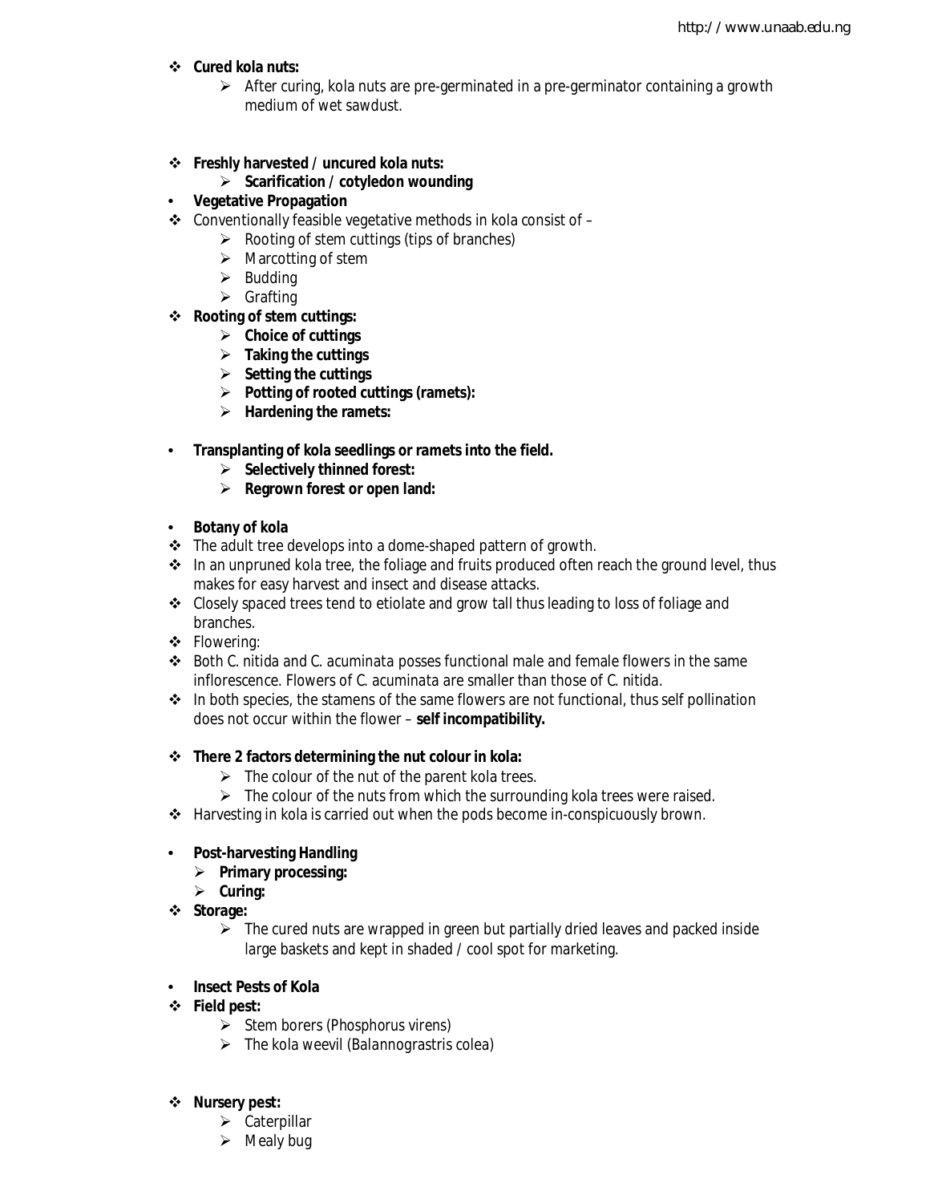- **Cured kola nuts:**
  - After curing, kola nuts are pre-germinated in a pre-germinator containing a growth medium of wet sawdust.

- **Freshly harvested / uncured kola nuts:**
  - **Scarification / cotyledon wounding**

- **Vegetative Propagation**
- Conventionally feasible vegetative methods in kola consist of –
  - Rooting of stem cuttings (tips of branches)
  - Marcotting of stem
  - Budding
  - Grafting
- **Rooting of stem cuttings:**
  - **Choice of cuttings**
  - **Taking the cuttings**
  - **Setting the cuttings**
  - **Potting of rooted cuttings (ramets):**
  - **Hardening the ramets:**

- **Transplanting of kola seedlings or ramets into the field.**
  - **Selectively thinned forest:**
  - **Regrown forest or open land:**

- **Botany of kola**
- The adult tree develops into a dome-shaped pattern of growth.
- In an unpruned kola tree, the foliage and fruits produced often reach the ground level, thus makes for easy harvest and insect and disease attacks.
- Closely spaced trees tend to etiolate and grow tall thus leading to loss of foliage and branches.
- Flowering:
- Both C. nitida and C. acuminata posses functional male and female flowers in the same inflorescence. Flowers of C. acuminata are smaller than those of C. nitida.
- In both species, the stamens of the same flowers are not functional, thus self pollination does not occur within the flower – **self incompatibility.**

- **There 2 factors determining the nut colour in kola:**
  - The colour of the nut of the parent kola trees.
  - The colour of the nuts from which the surrounding kola trees were raised.
- Harvesting in kola is carried out when the pods become in-conspicuously brown.

- **Post-harvesting Handling**
  - **Primary processing:**
  - **Curing:**
- ***Storage:***
  - The cured nuts are wrapped in green but partially dried leaves and packed inside large baskets and kept in shaded / cool spot for marketing.

- **Insect Pests of Kola**
- **Field pest:**
  - Stem borers (Phosphorus virens)
  - The kola weevil (Balannograstris colea)

- **Nursery pest:**
  - Caterpillar
  - Mealy bug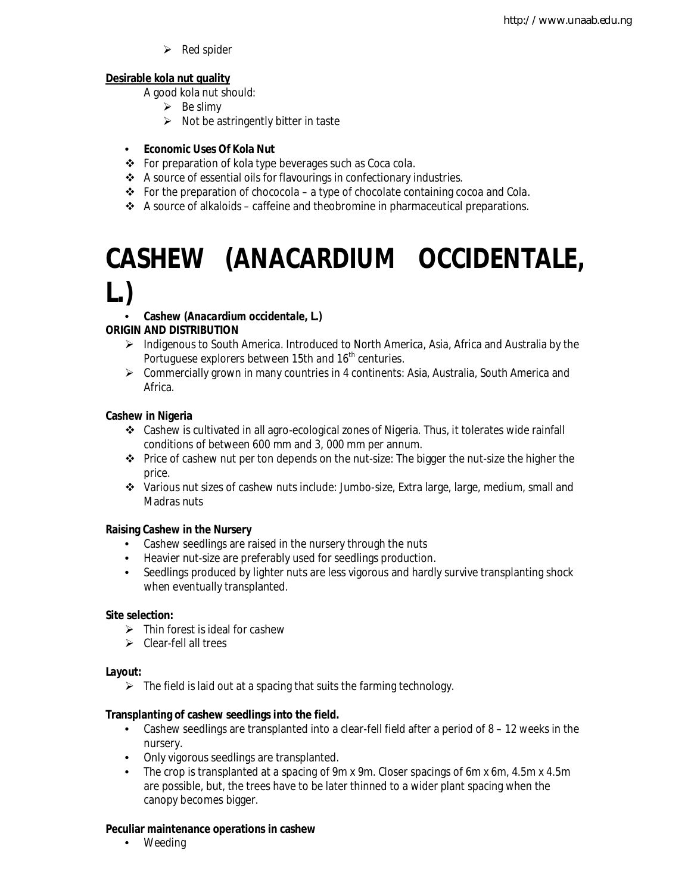- Red spider

**Desirable kola nut quality**

A good kola nut should:

- Be slimy
- Not be astringently bitter in taste

- **Economic Uses Of Kola Nut**
- For preparation of kola type beverages such as Coca cola.
- A source of essential oils for flavourings in confectionary industries.
- For the preparation of chococola – a type of chocolate containing cocoa and Cola.
- A source of alkaloids – caffeine and theobromine in pharmaceutical preparations.

# CASHEW (ANACARDIUM OCCIDENTALE, L.)

- **Cashew (*Anacardium occidentale*, L.)**

**ORIGIN AND DISTRIBUTION**

- Indigenous to South America. Introduced to North America, Asia, Africa and Australia by the Portuguese explorers between 15th and 16th centuries.
- Commercially grown in many countries in 4 continents: Asia, Australia, South America and Africa.

**Cashew in Nigeria**

- Cashew is cultivated in all agro-ecological zones of Nigeria. Thus, it tolerates wide rainfall conditions of between 600 mm and 3, 000 mm per annum.
- Price of cashew nut per ton depends on the nut-size: The bigger the nut-size the higher the price.
- Various nut sizes of cashew nuts include: Jumbo-size, Extra large, large, medium, small and Madras nuts

**Raising Cashew in the Nursery**

- Cashew seedlings are raised in the nursery through the nuts
- Heavier nut-size are preferably used for seedlings production.
- Seedlings produced by lighter nuts are less vigorous and hardly survive transplanting shock when eventually transplanted.

**Site selection:**

- Thin forest is ideal for cashew
- Clear-fell all trees

**Layout:**

- The field is laid out at a spacing that suits the farming technology.

**Transplanting of cashew seedlings into the field.**

- Cashew seedlings are transplanted into a clear-fell field after a period of 8 – 12 weeks in the nursery.
- Only vigorous seedlings are transplanted.
- The crop is transplanted at a spacing of 9m x 9m. Closer spacings of 6m x 6m, 4.5m x 4.5m are possible, but, the trees have to be later thinned to a wider plant spacing when the canopy becomes bigger.

**Peculiar maintenance operations in cashew**

- Weeding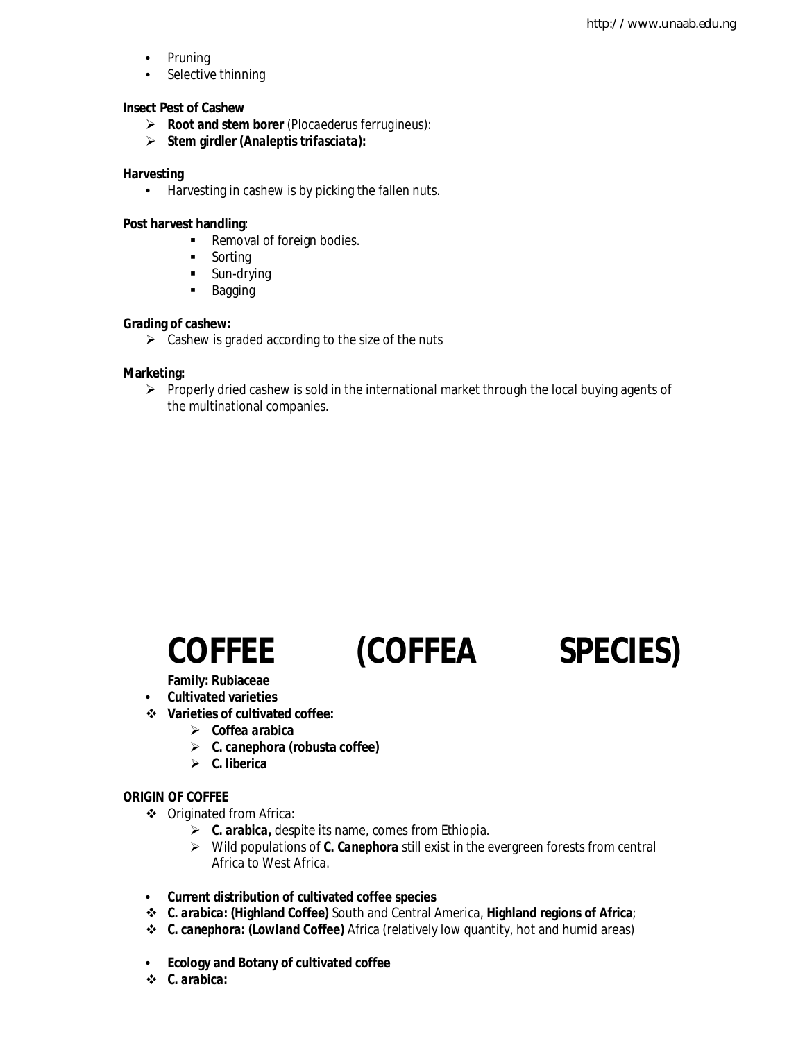- Pruning
- Selective thinning

**Insect Pest of Cashew**

- **Root and stem borer** (Plocaederus ferrugineus):
- **Stem girdler (*Analeptis trifasciata*):**

**Harvesting**

- Harvesting in cashew is by picking the fallen nuts.

**Post harvest handling**:

- Removal of foreign bodies.
- Sorting
- Sun-drying
- Bagging

**Grading of cashew:**

- Cashew is graded according to the size of the nuts

**Marketing:**

- Properly dried cashew is sold in the international market through the local buying agents of the multinational companies.

# COFFEE (COFFEA SPECIES)

**Family: Rubiaceae**

- **Cultivated varieties**
- **Varieties of cultivated coffee:**
  - ***Coffea arabica***
  - ***C. canephora* (robusta coffee)**
  - ***C. liberica***

**ORIGIN OF COFFEE**

- Originated from Africa:
  - ***C. arabica,*** despite its name, comes from Ethiopia.
  - Wild populations of ***C. Canephora*** still exist in the evergreen forests from central Africa to West Africa.

- **Current distribution of cultivated coffee species**
- ***C. arabica*: (Highland Coffee)** South and Central America, **Highland regions of Africa**;
- ***C. canephora*: (Lowland Coffee)** Africa (relatively low quantity, hot and humid areas)

- **Ecology and Botany of cultivated coffee**
- ***C. arabica*:**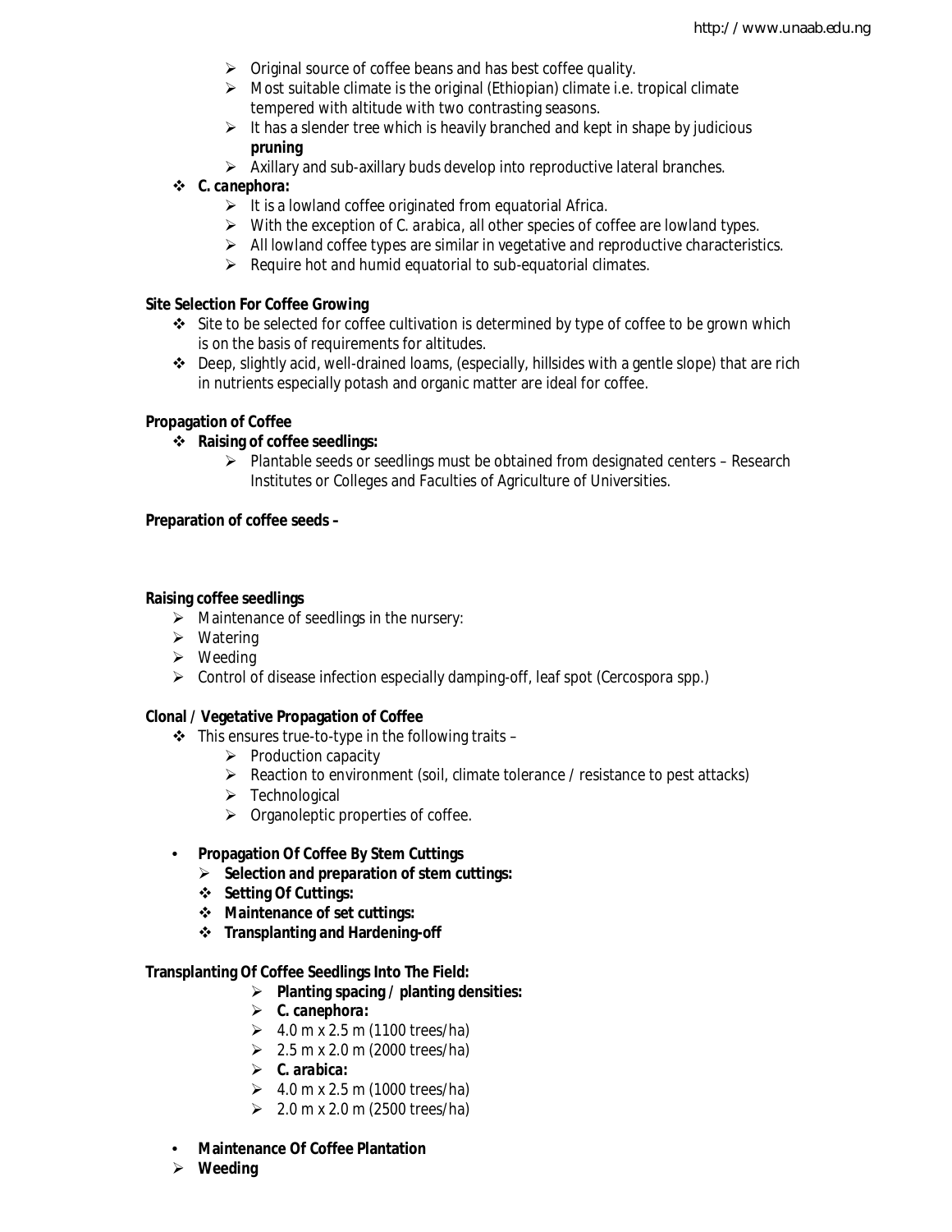- Original source of coffee beans and has best coffee quality.
- Most suitable climate is the original (Ethiopian) climate i.e. tropical climate tempered with altitude with two contrasting seasons.
- It has a slender tree which is heavily branched and kept in shape by judicious **pruning**
- Axillary and sub-axillary buds develop into reproductive lateral branches.

- ***C. canephora:***
  - It is a lowland coffee originated from equatorial Africa.
  - With the exception of *C. arabica*, all other species of coffee are lowland types.
  - All lowland coffee types are similar in vegetative and reproductive characteristics.
  - Require hot and humid equatorial to sub-equatorial climates.

**Site Selection For Coffee Growing**

- Site to be selected for coffee cultivation is determined by type of coffee to be grown which is on the basis of requirements for altitudes.
- Deep, slightly acid, well-drained loams, (especially, hillsides with a gentle slope) that are rich in nutrients especially potash and organic matter are ideal for coffee.

**Propagation of Coffee**

- **Raising of coffee seedlings:**
  - Plantable seeds or seedlings must be obtained from designated centers – Research Institutes or Colleges and Faculties of Agriculture of Universities.

**Preparation of coffee seeds –**

**Raising coffee seedlings**

- Maintenance of seedlings in the nursery:
- Watering
- Weeding
- Control of disease infection especially damping-off, leaf spot (Cercospora spp.)

**Clonal / Vegetative Propagation of Coffee**

- This ensures true-to-type in the following traits –
  - Production capacity
  - Reaction to environment (soil, climate tolerance / resistance to pest attacks)
  - Technological
  - Organoleptic properties of coffee.

- **Propagation Of Coffee By Stem Cuttings**
  - **Selection and preparation of stem cuttings:**
  - **Setting Of Cuttings:**
  - **Maintenance of set cuttings:**
  - **Transplanting and Hardening-off**

**Transplanting Of Coffee Seedlings Into The Field:**

- **Planting spacing / planting densities:**
- ***C. canephora:***
- 4.0 m x 2.5 m (1100 trees/ha)
- 2.5 m x 2.0 m (2000 trees/ha)
- ***C. arabica:***
- 4.0 m x 2.5 m (1000 trees/ha)
- 2.0 m x 2.0 m (2500 trees/ha)

- **Maintenance Of Coffee Plantation**
- **Weeding**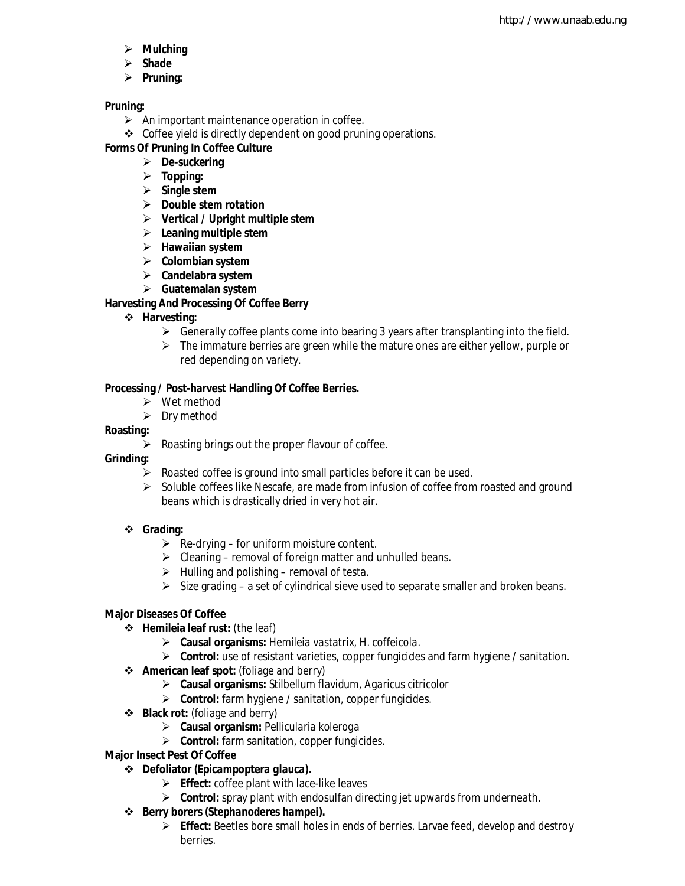- **Mulching**
- **Shade**
- **Pruning:**

**Pruning:**

- An important maintenance operation in coffee.
- Coffee yield is directly dependent on good pruning operations.

**Forms Of Pruning In Coffee Culture**

- **De-suckering**
- **Topping:**
- **Single stem**
- **Double stem rotation**
- **Vertical / Upright multiple stem**
- **Leaning multiple stem**
- **Hawaiian system**
- **Colombian system**
- **Candelabra system**
- **Guatemalan system**

**Harvesting And Processing Of Coffee Berry**

- **Harvesting:**
  - Generally coffee plants come into bearing 3 years after transplanting into the field.
  - The immature berries are green while the mature ones are either yellow, purple or red depending on variety.

**Processing / Post-harvest Handling Of Coffee Berries.**

- Wet method
- Dry method

**Roasting:**

- Roasting brings out the proper flavour of coffee.

**Grinding:**

- Roasted coffee is ground into small particles before it can be used.
- Soluble coffees like Nescafe, are made from infusion of coffee from roasted and ground beans which is drastically dried in very hot air.

- **Grading:**
  - Re-drying – for uniform moisture content.
  - Cleaning – removal of foreign matter and unhulled beans.
  - Hulling and polishing – removal of testa.
  - Size grading – a set of cylindrical sieve used to separate smaller and broken beans.

**Major Diseases Of Coffee**

- **Hemileia leaf rust:** (the leaf)
  - **Causal organisms:** Hemileia vastatrix, H. coffeicola.
  - **Control:** use of resistant varieties, copper fungicides and farm hygiene / sanitation.
- **American leaf spot:** (foliage and berry)
  - **Causal organisms:** Stilbellum flavidum, Agaricus citricolor
  - **Control:** farm hygiene / sanitation, copper fungicides.
- **Black rot:** (foliage and berry)
  - **Causal organism:** Pellicularia koleroga
  - **Control:** farm sanitation, copper fungicides.

**Major Insect Pest Of Coffee**

- **Defoliator (*Epicampoptera glauca*).**
  - **Effect:** coffee plant with lace-like leaves
  - **Control:** spray plant with endosulfan directing jet upwards from underneath.
- **Berry borers (*Stephanoderes hampei*).**
  - **Effect:** Beetles bore small holes in ends of berries. Larvae feed, develop and destroy berries.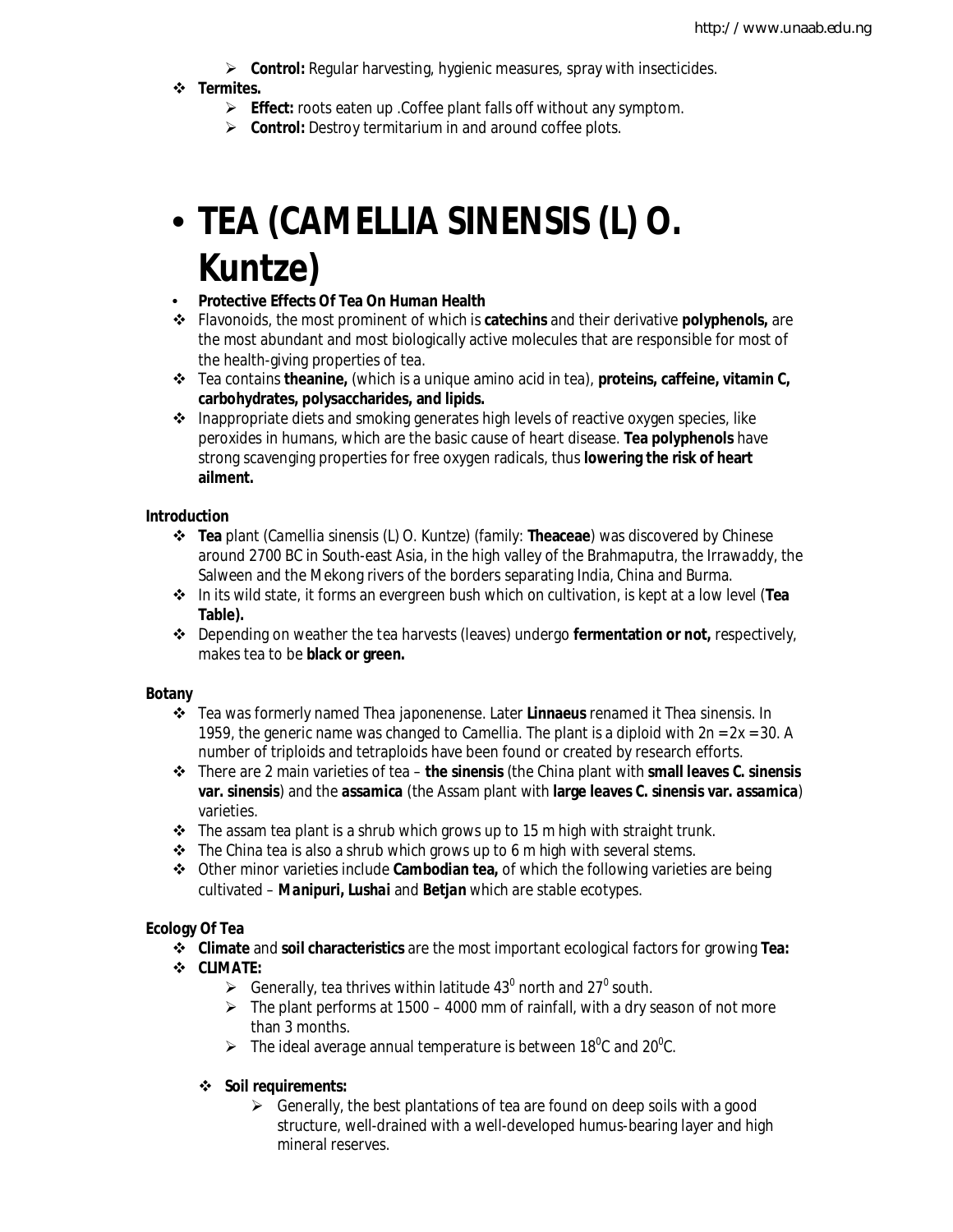- **Control:** Regular harvesting, hygienic measures, spray with insecticides.

- **Termites.**
  - **Effect:** roots eaten up .Coffee plant falls off without any symptom.
  - **Control:** Destroy termitarium in and around coffee plots.

# • TEA (CAMELLIA SINENSIS (L) O. Kuntze)

- **Protective Effects Of Tea On Human Health**
- Flavonoids, the most prominent of which is **catechins** and their derivative **polyphenols,** are the most abundant and most biologically active molecules that are responsible for most of the health-giving properties of tea.
- Tea contains **theanine,** (which is a unique amino acid in tea), **proteins, caffeine, vitamin C, carbohydrates, polysaccharides, and lipids.**
- Inappropriate diets and smoking generates high levels of reactive oxygen species, like peroxides in humans, which are the basic cause of heart disease. **Tea polyphenols** have strong scavenging properties for free oxygen radicals, thus **lowering the risk of heart ailment.**

**Introduction**

- **Tea** plant (Camellia sinensis (L) O. Kuntze) (family: **Theaceae**) was discovered by Chinese around 2700 BC in South-east Asia, in the high valley of the Brahmaputra, the Irrawaddy, the Salween and the Mekong rivers of the borders separating India, China and Burma.
- In its wild state, it forms an evergreen bush which on cultivation, is kept at a low level (**Tea Table).**
- Depending on weather the tea harvests (leaves) undergo **fermentation or not,** respectively, makes tea to be **black or green.**

**Botany**

- Tea was formerly named Thea japonenense. Later **Linnaeus** renamed it Thea sinensis. In 1959, the generic name was changed to Camellia. The plant is a diploid with $2n = 2x = 30$. A number of triploids and tetraploids have been found or created by research efforts.
- There are 2 main varieties of tea – **the sinensis** (the China plant with **small leaves C. sinensis var. sinensis**) and the **assamica** (the Assam plant with **large leaves C. sinensis var. *assamica***) varieties.
- The assam tea plant is a shrub which grows up to 15 m high with straight trunk.
- The China tea is also a shrub which grows up to 6 m high with several stems.
- Other minor varieties include **Cambodian tea,** of which the following varieties are being cultivated – ***Manipuri, Lushai*** and ***Betjan*** which are stable ecotypes.

**Ecology Of Tea**

- **Climate** and **soil characteristics** are the most important ecological factors for growing **Tea:**
- **CLIMATE:**
  - Generally, tea thrives within latitude $43^0$ north and $27^0$ south.
  - The plant performs at 1500 – 4000 mm of rainfall, with a dry season of not more than 3 months.
  - The ideal average annual temperature is between $18^0$C and $20^0$C.

  - **Soil requirements:**
    - Generally, the best plantations of tea are found on deep soils with a good structure, well-drained with a well-developed humus-bearing layer and high mineral reserves.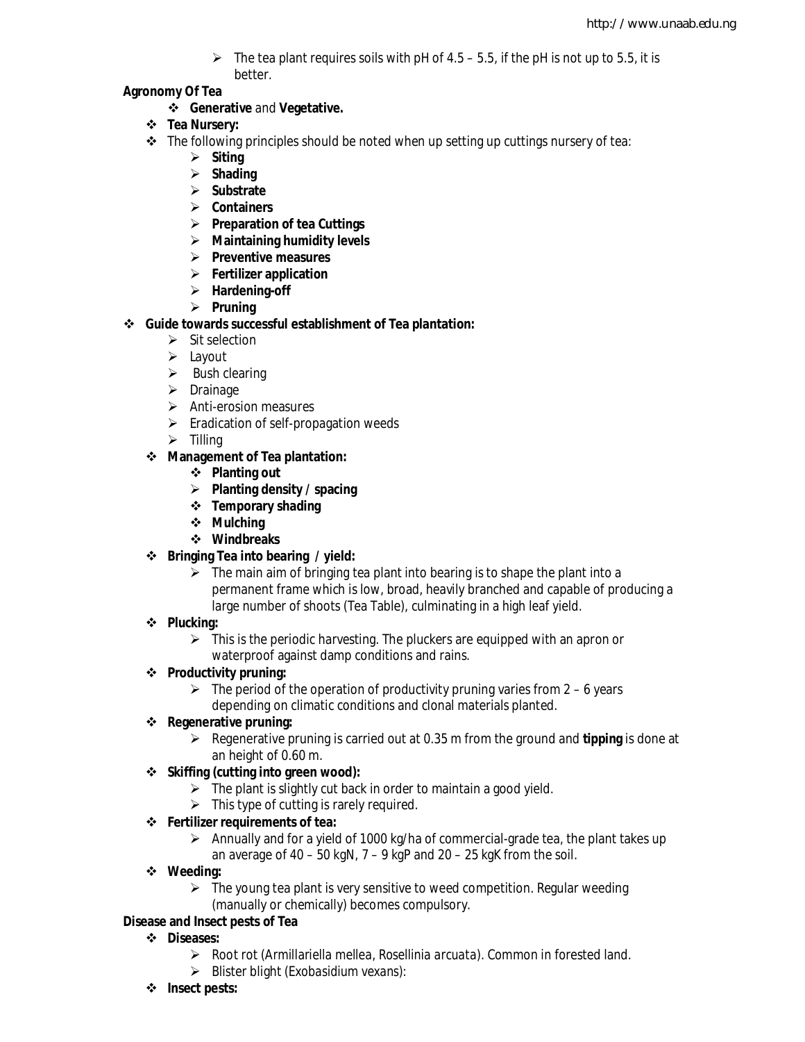- The tea plant requires soils with pH of 4.5 – 5.5, if the pH is not up to 5.5, it is better.

**Agronomy Of Tea**

- **Generative** and **Vegetative.**
- **Tea Nursery:**
- The following principles should be noted when up setting up cuttings nursery of tea:
  - **Siting**
  - **Shading**
  - **Substrate**
  - **Containers**
  - **Preparation of tea Cuttings**
  - **Maintaining humidity levels**
  - **Preventive measures**
  - **Fertilizer application**
  - **Hardening-off**
  - **Pruning**
- **Guide towards successful establishment of Tea plantation:**
  - Sit selection
  - Layout
  - Bush clearing
  - Drainage
  - Anti-erosion measures
  - Eradication of self-propagation weeds
  - Tilling
- **Management of Tea plantation:**
  - **Planting out**
  - **Planting density / spacing**
  - **Temporary shading**
  - **Mulching**
  - **Windbreaks**
- **Bringing Tea into bearing / yield:**
  - The main aim of bringing tea plant into bearing is to shape the plant into a permanent frame which is low, broad, heavily branched and capable of producing a large number of shoots (Tea Table), culminating in a high leaf yield.
- **Plucking:**
  - This is the periodic harvesting. The pluckers are equipped with an apron or waterproof against damp conditions and rains.
- **Productivity pruning:**
  - The period of the operation of productivity pruning varies from 2 – 6 years depending on climatic conditions and clonal materials planted.
- **Regenerative pruning:**
  - Regenerative pruning is carried out at 0.35 m from the ground and **tipping** is done at an height of 0.60 m.
- **Skiffing (cutting into green wood):**
  - The plant is slightly cut back in order to maintain a good yield.
  - This type of cutting is rarely required.
- **Fertilizer requirements of tea:**
  - Annually and for a yield of 1000 kg/ha of commercial-grade tea, the plant takes up an average of 40 – 50 kgN, 7 – 9 kgP and 20 – 25 kgK from the soil.
- **Weeding:**
  - The young tea plant is very sensitive to weed competition. Regular weeding (manually or chemically) becomes compulsory.

**Disease and Insect pests of Tea**

- **Diseases:**
  - Root rot (*Armillariella mellea*, *Rosellinia arcuata*). Common in forested land.
  - Blister blight (*Exobasidium vexans*):
- **Insect pests:**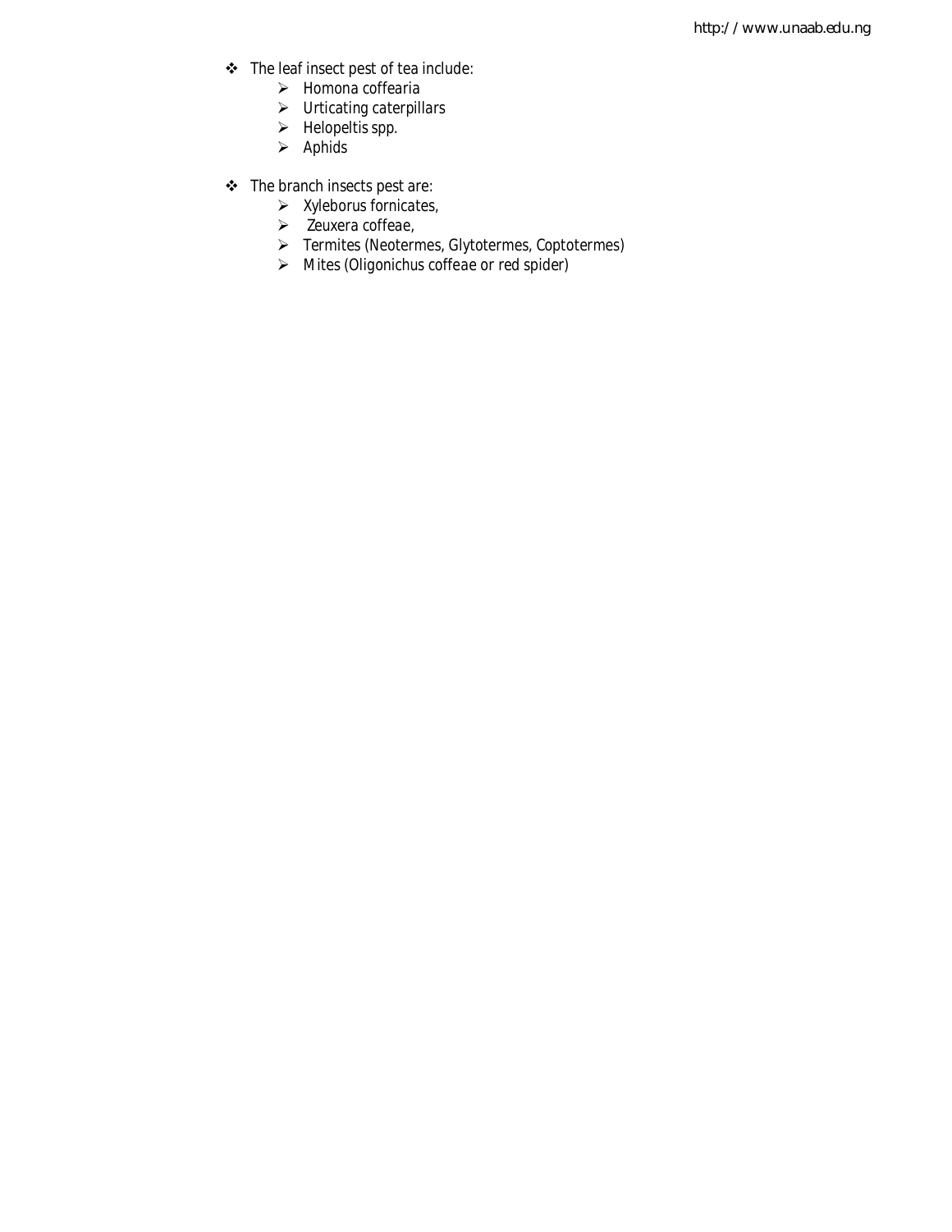- The leaf insect pest of tea include:
  - Homona coffearia
  - Urticating caterpillars
  - Helopeltis spp.
  - Aphids

- The branch insects pest are:
  - Xyleborus fornicates,
  - Zeuxera coffeae,
  - Termites (Neotermes, Glytotermes, Coptotermes)
  - Mites (Oligonichus coffeae or red spider)